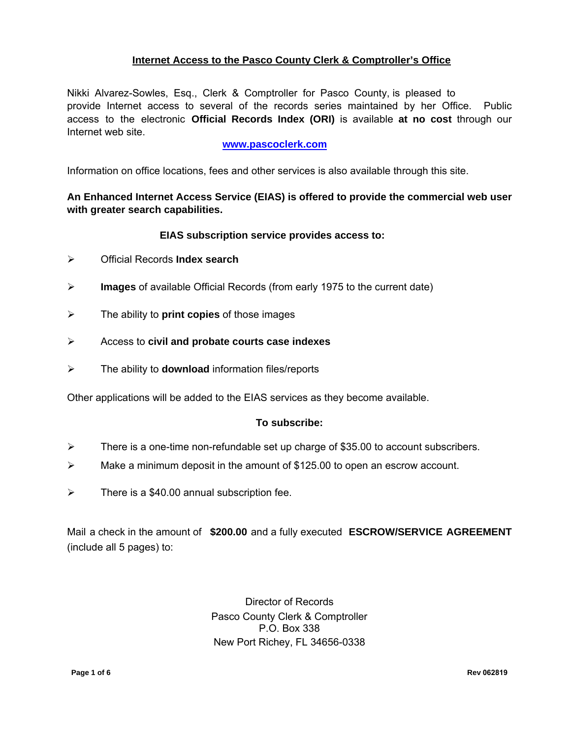## Internet Access to the Pasco County Clerk & Comptroller's Office

Nikki Alvarez-Sowles, Esq., Clerk & Comptroller for Pasco County, is pleased to provide Internet access to several of the records series maintained by her Office. Public access to the electronic **Official Records Index (ORI)** is available **at no cost** through our Internet web site.

**www.pascoclerk.com**

Information on office locations, fees and other services is also available through this site.

**An Enhanced Internet Access Service (EIAS) is offered to provide the commercial web user with greater search capabilities.**

**EIAS subscription service provides access to:**

- Official Records **Index search**
- **Images** of available Official Records (from early 1975 to the current date)
- The ability to **print copies** of those images
- Access to **civil and probate courts case indexes**
- The ability to **download** information files/reports

Other applications will be added to the EIAS services as they become available.

**To subscribe:**

- There is a one-time non-refundable set up charge of $35.00 to account subscribers.
- Make a minimum deposit in the amount of $125.00 to open an escrow account.
- There is a $40.00 annual subscription fee.

Mail a check in the amount of **$200.00** and a fully executed **ESCROW/SERVICE AGREEMENT** (include all 5 pages) to:

Director of Records
Pasco County Clerk & Comptroller
P.O. Box 338
New Port Richey, FL 34656-0338

Rev 062819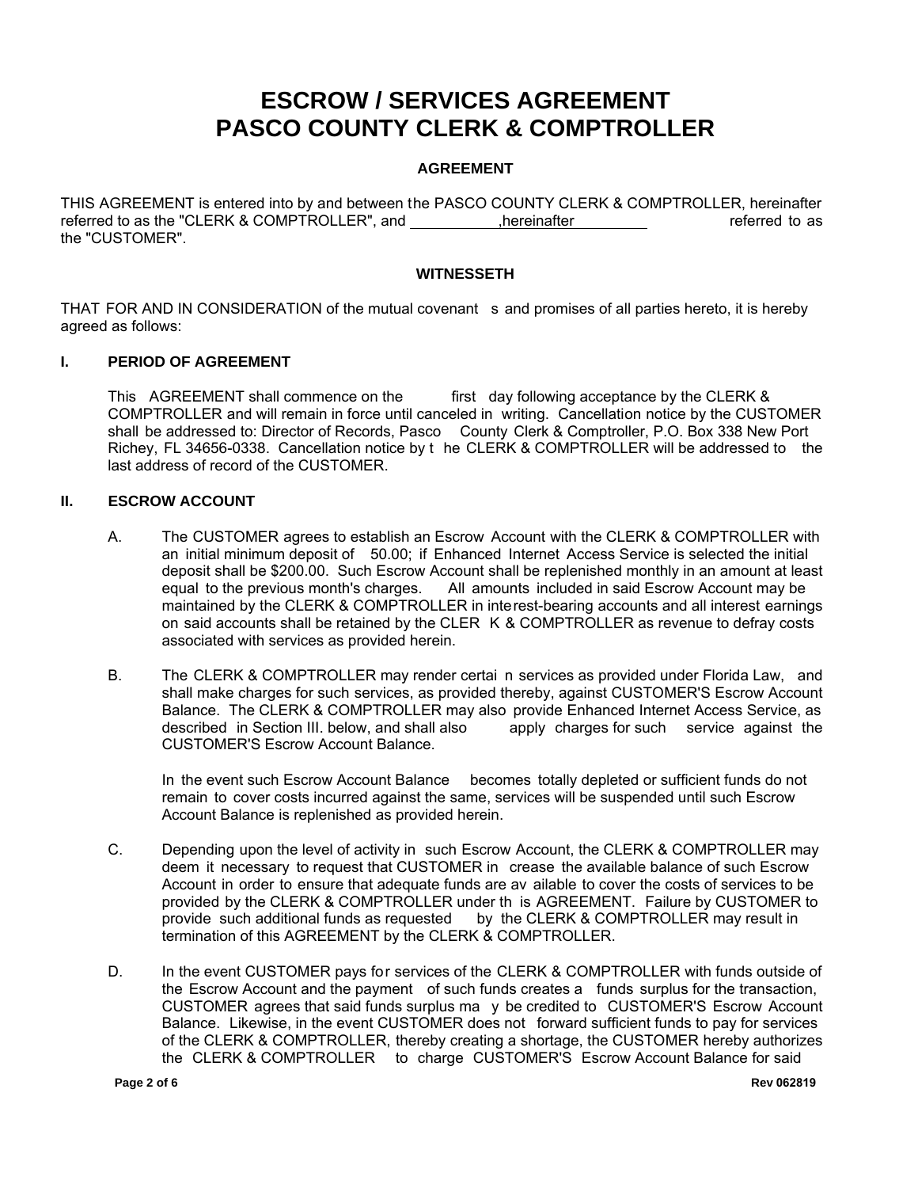# ESCROW / SERVICES AGREEMENT
# PASCO COUNTY CLERK & COMPTROLLER

### AGREEMENT

THIS AGREEMENT is entered into by and between the PASCO COUNTY CLERK & COMPTROLLER, hereinafter referred to as the "CLERK & COMPTROLLER", and ____________,hereinafter referred to as the "CUSTOMER".

### WITNESSETH

THAT FOR AND IN CONSIDERATION of the mutual covenants and promises of all parties hereto, it is hereby agreed as follows:

**I. PERIOD OF AGREEMENT**

This AGREEMENT shall commence on the first day following acceptance by the CLERK & COMPTROLLER and will remain in force until canceled in writing. Cancellation notice by the CUSTOMER shall be addressed to: Director of Records, Pasco County Clerk & Comptroller, P.O. Box 338 New Port Richey, FL 34656-0338. Cancellation notice by the CLERK & COMPTROLLER will be addressed to the last address of record of the CUSTOMER.

**II. ESCROW ACCOUNT**

A. The CUSTOMER agrees to establish an Escrow Account with the CLERK & COMPTROLLER with an initial minimum deposit of 50.00; if Enhanced Internet Access Service is selected the initial deposit shall be $200.00. Such Escrow Account shall be replenished monthly in an amount at least equal to the previous month's charges. All amounts included in said Escrow Account may be maintained by the CLERK & COMPTROLLER in interest-bearing accounts and all interest earnings on said accounts shall be retained by the CLERK & COMPTROLLER as revenue to defray costs associated with services as provided herein.

B. The CLERK & COMPTROLLER may render certain services as provided under Florida Law, and shall make charges for such services, as provided thereby, against CUSTOMER'S Escrow Account Balance. The CLERK & COMPTROLLER may also provide Enhanced Internet Access Service, as described in Section III. below, and shall also apply charges for such service against the CUSTOMER'S Escrow Account Balance.

In the event such Escrow Account Balance becomes totally depleted or sufficient funds do not remain to cover costs incurred against the same, services will be suspended until such Escrow Account Balance is replenished as provided herein.

C. Depending upon the level of activity in such Escrow Account, the CLERK & COMPTROLLER may deem it necessary to request that CUSTOMER increase the available balance of such Escrow Account in order to ensure that adequate funds are available to cover the costs of services to be provided by the CLERK & COMPTROLLER under this AGREEMENT. Failure by CUSTOMER to provide such additional funds as requested by the CLERK & COMPTROLLER may result in termination of this AGREEMENT by the CLERK & COMPTROLLER.

D. In the event CUSTOMER pays for services of the CLERK & COMPTROLLER with funds outside of the Escrow Account and the payment of such funds creates a funds surplus for the transaction, CUSTOMER agrees that said funds surplus may be credited to CUSTOMER'S Escrow Account Balance. Likewise, in the event CUSTOMER does not forward sufficient funds to pay for services of the CLERK & COMPTROLLER, thereby creating a shortage, the CUSTOMER hereby authorizes the CLERK & COMPTROLLER to charge CUSTOMER'S Escrow Account Balance for said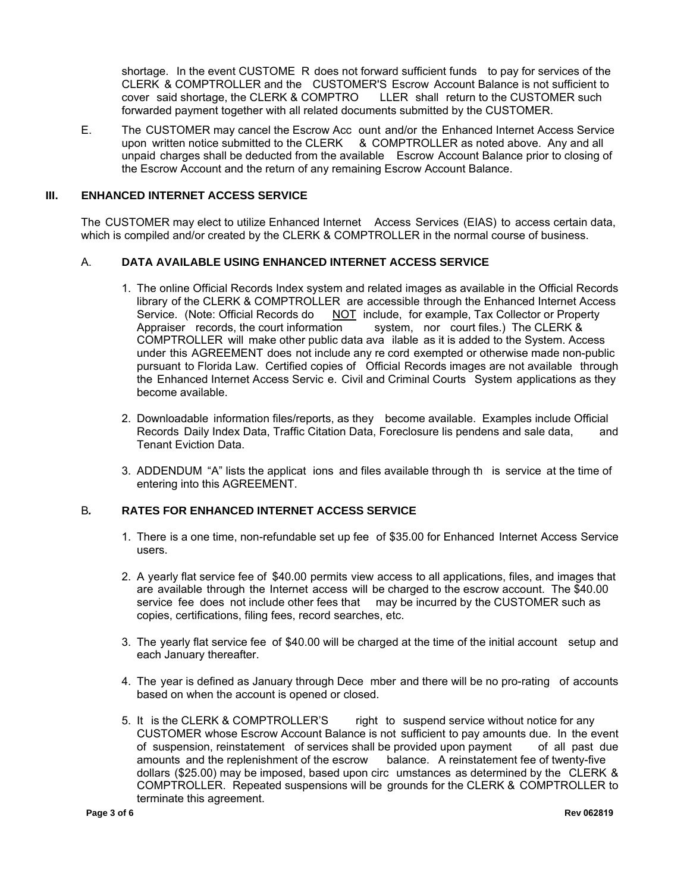shortage. In the event CUSTOMER does not forward sufficient funds to pay for services of the CLERK & COMPTROLLER and the CUSTOMER'S Escrow Account Balance is not sufficient to cover said shortage, the CLERK & COMPTROLLER shall return to the CUSTOMER such forwarded payment together with all related documents submitted by the CUSTOMER.

E. The CUSTOMER may cancel the Escrow Account and/or the Enhanced Internet Access Service upon written notice submitted to the CLERK & COMPTROLLER as noted above. Any and all unpaid charges shall be deducted from the available Escrow Account Balance prior to closing of the Escrow Account and the return of any remaining Escrow Account Balance.

## III. ENHANCED INTERNET ACCESS SERVICE

The CUSTOMER may elect to utilize Enhanced Internet Access Services (EIAS) to access certain data, which is compiled and/or created by the CLERK & COMPTROLLER in the normal course of business.

### A. DATA AVAILABLE USING ENHANCED INTERNET ACCESS SERVICE

1. The online Official Records Index system and related images as available in the Official Records library of the CLERK & COMPTROLLER are accessible through the Enhanced Internet Access Service. (Note: Official Records do NOT include, for example, Tax Collector or Property Appraiser records, the court information system, nor court files.) The CLERK & COMPTROLLER will make other public data available as it is added to the System. Access under this AGREEMENT does not include any record exempted or otherwise made non-public pursuant to Florida Law. Certified copies of Official Records images are not available through the Enhanced Internet Access Service. Civil and Criminal Courts System applications as they become available.

2. Downloadable information files/reports, as they become available. Examples include Official Records Daily Index Data, Traffic Citation Data, Foreclosure lis pendens and sale data, and Tenant Eviction Data.

3. ADDENDUM "A" lists the applications and files available through this service at the time of entering into this AGREEMENT.

### B. RATES FOR ENHANCED INTERNET ACCESS SERVICE

1. There is a one time, non-refundable set up fee of $35.00 for Enhanced Internet Access Service users.

2. A yearly flat service fee of $40.00 permits view access to all applications, files, and images that are available through the Internet access will be charged to the escrow account. The $40.00 service fee does not include other fees that may be incurred by the CUSTOMER such as copies, certifications, filing fees, record searches, etc.

3. The yearly flat service fee of $40.00 will be charged at the time of the initial account setup and each January thereafter.

4. The year is defined as January through December and there will be no pro-rating of accounts based on when the account is opened or closed.

5. It is the CLERK & COMPTROLLER'S right to suspend service without notice for any CUSTOMER whose Escrow Account Balance is not sufficient to pay amounts due. In the event of suspension, reinstatement of services shall be provided upon payment of all past due amounts and the replenishment of the escrow balance. A reinstatement fee of twenty-five dollars ($25.00) may be imposed, based upon circumstances as determined by the CLERK & COMPTROLLER. Repeated suspensions will be grounds for the CLERK & COMPTROLLER to terminate this agreement.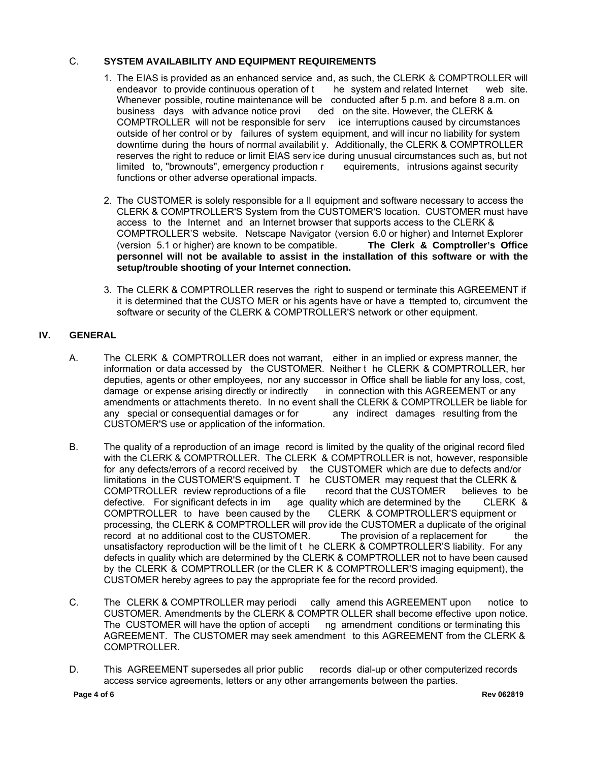C. **SYSTEM AVAILABILITY AND EQUIPMENT REQUIREMENTS**

1. The EIAS is provided as an enhanced service and, as such, the CLERK & COMPTROLLER will endeavor to provide continuous operation of the system and related Internet web site. Whenever possible, routine maintenance will be conducted after 5 p.m. and before 8 a.m. on business days with advance notice provided on the site. However, the CLERK & COMPTROLLER will not be responsible for service interruptions caused by circumstances outside of her control or by failures of system equipment, and will incur no liability for system downtime during the hours of normal availability. Additionally, the CLERK & COMPTROLLER reserves the right to reduce or limit EIAS service during unusual circumstances such as, but not limited to, "brownouts", emergency production requirements, intrusions against security functions or other adverse operational impacts.

2. The CUSTOMER is solely responsible for all equipment and software necessary to access the CLERK & COMPTROLLER'S System from the CUSTOMER'S location. CUSTOMER must have access to the Internet and an Internet browser that supports access to the CLERK & COMPTROLLER'S website. Netscape Navigator (version 6.0 or higher) and Internet Explorer (version 5.1 or higher) are known to be compatible. **The Clerk & Comptroller's Office personnel will not be available to assist in the installation of this software or with the setup/trouble shooting of your Internet connection.**

3. The CLERK & COMPTROLLER reserves the right to suspend or terminate this AGREEMENT if it is determined that the CUSTOMER or his agents have or have attempted to, circumvent the software or security of the CLERK & COMPTROLLER'S network or other equipment.

## IV. GENERAL

A. The CLERK & COMPTROLLER does not warrant, either in an implied or express manner, the information or data accessed by the CUSTOMER. Neither the CLERK & COMPTROLLER, her deputies, agents or other employees, nor any successor in Office shall be liable for any loss, cost, damage or expense arising directly or indirectly in connection with this AGREEMENT or any amendments or attachments thereto. In no event shall the CLERK & COMPTROLLER be liable for any special or consequential damages or for any indirect damages resulting from the CUSTOMER'S use or application of the information.

B. The quality of a reproduction of an image record is limited by the quality of the original record filed with the CLERK & COMPTROLLER. The CLERK & COMPTROLLER is not, however, responsible for any defects/errors of a record received by the CUSTOMER which are due to defects and/or limitations in the CUSTOMER'S equipment. The CUSTOMER may request that the CLERK & COMPTROLLER review reproductions of a file record that the CUSTOMER believes to be defective. For significant defects in image quality which are determined by the CLERK & COMPTROLLER to have been caused by the CLERK & COMPTROLLER'S equipment or processing, the CLERK & COMPTROLLER will provide the CUSTOMER a duplicate of the original record at no additional cost to the CUSTOMER. The provision of a replacement for the unsatisfactory reproduction will be the limit of the CLERK & COMPTROLLER'S liability. For any defects in quality which are determined by the CLERK & COMPTROLLER not to have been caused by the CLERK & COMPTROLLER (or the CLERK & COMPTROLLER'S imaging equipment), the CUSTOMER hereby agrees to pay the appropriate fee for the record provided.

C. The CLERK & COMPTROLLER may periodically amend this AGREEMENT upon notice to CUSTOMER. Amendments by the CLERK & COMPTROLLER shall become effective upon notice. The CUSTOMER will have the option of accepting amendment conditions or terminating this AGREEMENT. The CUSTOMER may seek amendment to this AGREEMENT from the CLERK & COMPTROLLER.

D. This AGREEMENT supersedes all prior public records dial-up or other computerized records access service agreements, letters or any other arrangements between the parties.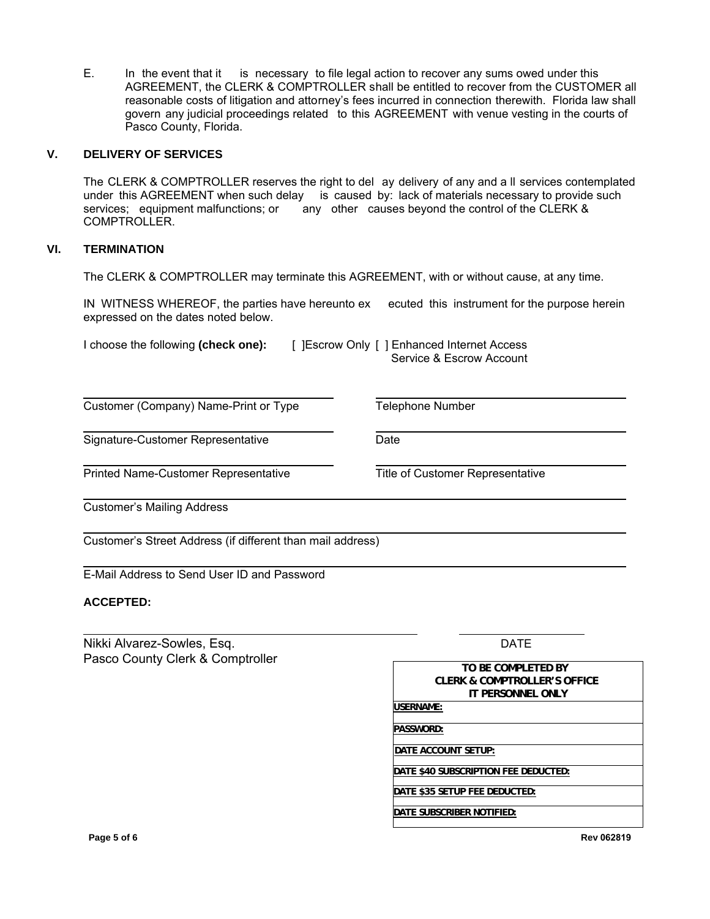E. In the event that it is necessary to file legal action to recover any sums owed under this AGREEMENT, the CLERK & COMPTROLLER shall be entitled to recover from the CUSTOMER all reasonable costs of litigation and attorney's fees incurred in connection therewith. Florida law shall govern any judicial proceedings related to this AGREEMENT with venue vesting in the courts of Pasco County, Florida.

## V. DELIVERY OF SERVICES

The CLERK & COMPTROLLER reserves the right to delay delivery of any and all services contemplated under this AGREEMENT when such delay is caused by: lack of materials necessary to provide such services; equipment malfunctions; or any other causes beyond the control of the CLERK & COMPTROLLER.

## VI. TERMINATION

The CLERK & COMPTROLLER may terminate this AGREEMENT, with or without cause, at any time.

IN WITNESS WHEREOF, the parties have hereunto executed this instrument for the purpose herein expressed on the dates noted below.

I choose the following **(check one):** [ ]Escrow Only [ ] Enhanced Internet Access Service & Escrow Account

______________________________ ______________________________
Customer (Company) Name-Print or Type Telephone Number

______________________________ ______________________________
Signature-Customer Representative Date

______________________________ ______________________________
Printed Name-Customer Representative Title of Customer Representative

______________________________________________________________
Customer's Mailing Address

______________________________________________________________
Customer's Street Address (if different than mail address)

______________________________________________________________
E-Mail Address to Send User ID and Password

**ACCEPTED:**

______________________________________ ____________________
Nikki Alvarez-Sowles, Esq. DATE
Pasco County Clerk & Comptroller

| TO BE COMPLETED BY CLERK & COMPTROLLER'S OFFICE IT PERSONNEL ONLY |
|---|
| USERNAME: |
| PASSWORD: |
| DATE ACCOUNT SETUP: |
| DATE $40 SUBSCRIPTION FEE DEDUCTED: |
| DATE $35 SETUP FEE DEDUCTED: |
| DATE SUBSCRIBER NOTIFIED: |

Rev 062819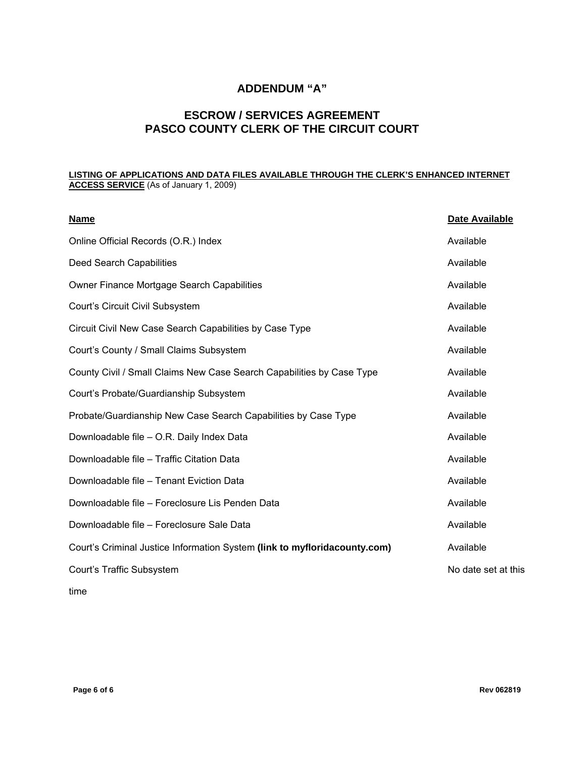# ADDENDUM "A"

## ESCROW / SERVICES AGREEMENT
## PASCO COUNTY CLERK OF THE CIRCUIT COURT

**LISTING OF APPLICATIONS AND DATA FILES AVAILABLE THROUGH THE CLERK'S ENHANCED INTERNET ACCESS SERVICE** (As of January 1, 2009)

| **Name** | **Date Available** |
|---|---|
| Online Official Records (O.R.) Index | Available |
| Deed Search Capabilities | Available |
| Owner Finance Mortgage Search Capabilities | Available |
| Court's Circuit Civil Subsystem | Available |
| Circuit Civil New Case Search Capabilities by Case Type | Available |
| Court's County / Small Claims Subsystem | Available |
| County Civil / Small Claims New Case Search Capabilities by Case Type | Available |
| Court's Probate/Guardianship Subsystem | Available |
| Probate/Guardianship New Case Search Capabilities by Case Type | Available |
| Downloadable file – O.R. Daily Index Data | Available |
| Downloadable file – Traffic Citation Data | Available |
| Downloadable file – Tenant Eviction Data | Available |
| Downloadable file – Foreclosure Lis Penden Data | Available |
| Downloadable file – Foreclosure Sale Data | Available |
| Court's Criminal Justice Information System **(link to myfloridacounty.com)** | Available |
| Court's Traffic Subsystem | No date set at this time |

Rev 062819